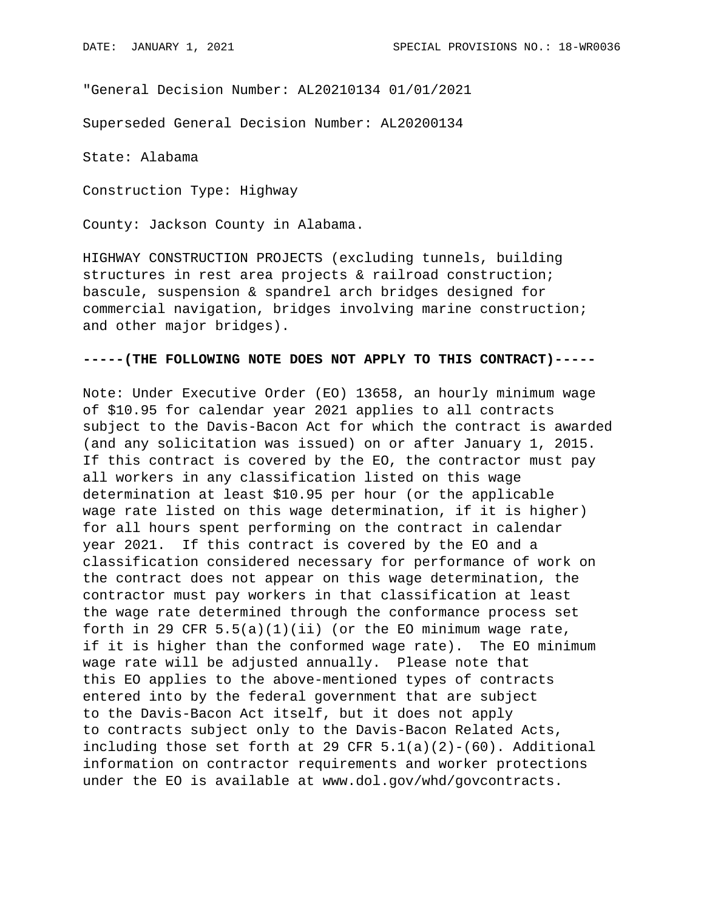"General Decision Number: AL20210134 01/01/2021

Superseded General Decision Number: AL20200134

State: Alabama

Construction Type: Highway

County: Jackson County in Alabama.

HIGHWAY CONSTRUCTION PROJECTS (excluding tunnels, building structures in rest area projects & railroad construction; bascule, suspension & spandrel arch bridges designed for commercial navigation, bridges involving marine construction; and other major bridges).

**-----(THE FOLLOWING NOTE DOES NOT APPLY TO THIS CONTRACT)-----**

Note: Under Executive Order (EO) 13658, an hourly minimum wage of $10.95 for calendar year 2021 applies to all contracts subject to the Davis-Bacon Act for which the contract is awarded (and any solicitation was issued) on or after January 1, 2015. If this contract is covered by the EO, the contractor must pay all workers in any classification listed on this wage determination at least $10.95 per hour (or the applicable wage rate listed on this wage determination, if it is higher) for all hours spent performing on the contract in calendar year 2021. If this contract is covered by the EO and a classification considered necessary for performance of work on the contract does not appear on this wage determination, the contractor must pay workers in that classification at least the wage rate determined through the conformance process set forth in 29 CFR 5.5(a)(1)(ii) (or the EO minimum wage rate, if it is higher than the conformed wage rate). The EO minimum wage rate will be adjusted annually. Please note that this EO applies to the above-mentioned types of contracts entered into by the federal government that are subject to the Davis-Bacon Act itself, but it does not apply to contracts subject only to the Davis-Bacon Related Acts, including those set forth at 29 CFR 5.1(a)(2)-(60). Additional information on contractor requirements and worker protections under the EO is available at www.dol.gov/whd/govcontracts.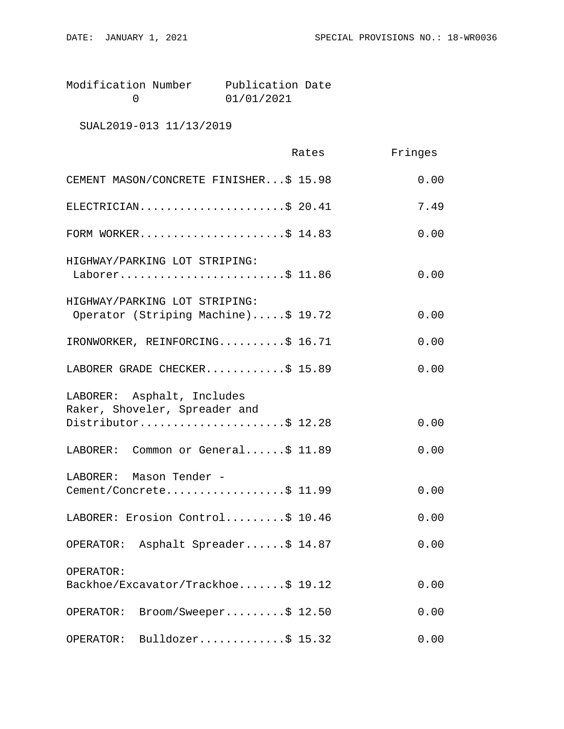Modification Number Publication Date
0 01/01/2021

SUAL2019-013 11/13/2019

| | Rates | Fringes |
|---|---|---|
| CEMENT MASON/CONCRETE FINISHER | $ 15.98 | 0.00 |
| ELECTRICIAN | $ 20.41 | 7.49 |
| FORM WORKER | $ 14.83 | 0.00 |
| HIGHWAY/PARKING LOT STRIPING: Laborer | $ 11.86 | 0.00 |
| HIGHWAY/PARKING LOT STRIPING: Operator (Striping Machine) | $ 19.72 | 0.00 |
| IRONWORKER, REINFORCING | $ 16.71 | 0.00 |
| LABORER GRADE CHECKER | $ 15.89 | 0.00 |
| LABORER: Asphalt, Includes Raker, Shoveler, Spreader and Distributor | $ 12.28 | 0.00 |
| LABORER: Common or General | $ 11.89 | 0.00 |
| LABORER: Mason Tender - Cement/Concrete | $ 11.99 | 0.00 |
| LABORER: Erosion Control | $ 10.46 | 0.00 |
| OPERATOR: Asphalt Spreader | $ 14.87 | 0.00 |
| OPERATOR: Backhoe/Excavator/Trackhoe | $ 19.12 | 0.00 |
| OPERATOR: Broom/Sweeper | $ 12.50 | 0.00 |
| OPERATOR: Bulldozer | $ 15.32 | 0.00 |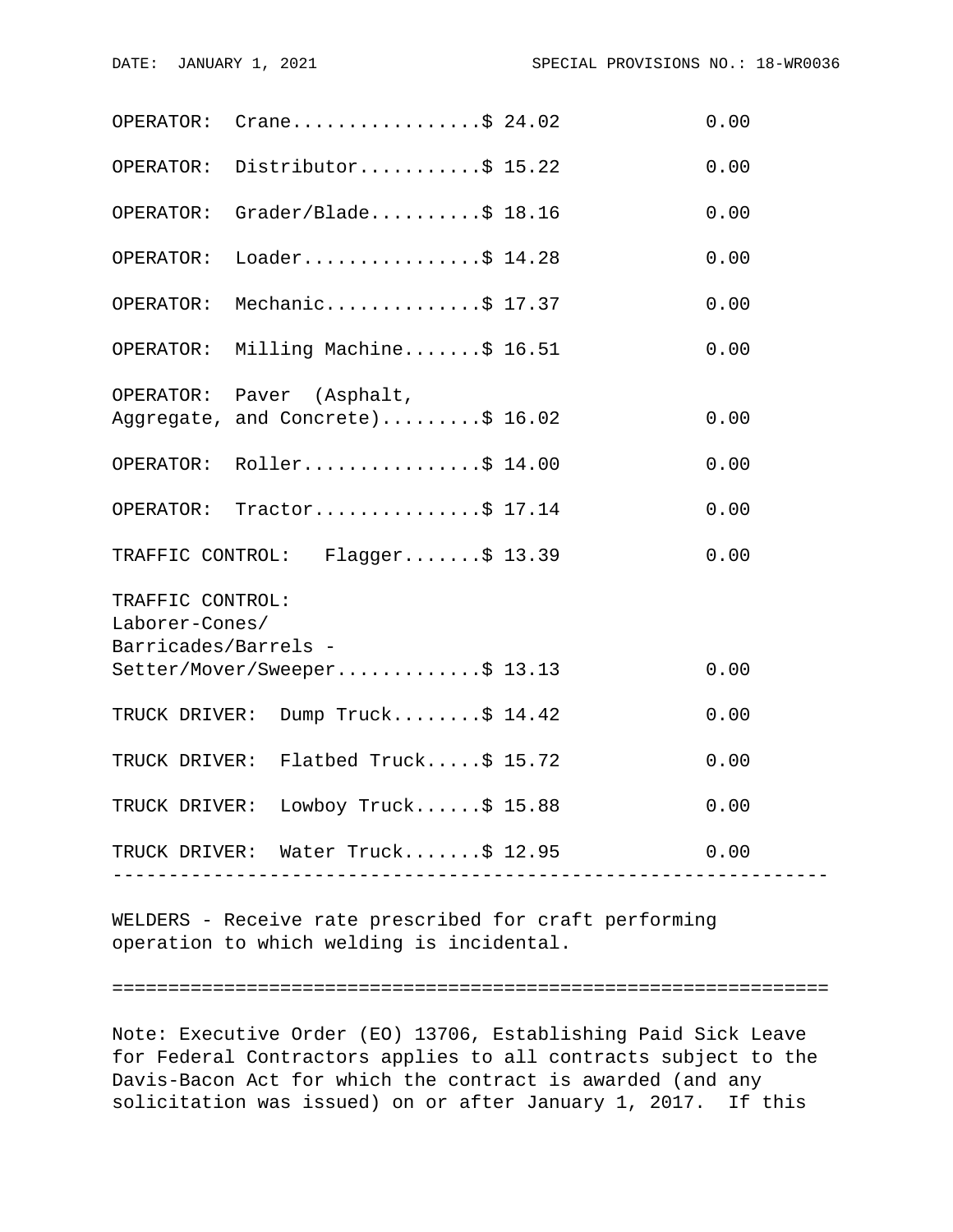| | Rates | Fringes |
|---|---|---|
| OPERATOR: Crane | $ 24.02 | 0.00 |
| OPERATOR: Distributor | $ 15.22 | 0.00 |
| OPERATOR: Grader/Blade | $ 18.16 | 0.00 |
| OPERATOR: Loader | $ 14.28 | 0.00 |
| OPERATOR: Mechanic | $ 17.37 | 0.00 |
| OPERATOR: Milling Machine | $ 16.51 | 0.00 |
| OPERATOR: Paver (Asphalt, Aggregate, and Concrete) | $ 16.02 | 0.00 |
| OPERATOR: Roller | $ 14.00 | 0.00 |
| OPERATOR: Tractor | $ 17.14 | 0.00 |
| TRAFFIC CONTROL: Flagger | $ 13.39 | 0.00 |
| TRAFFIC CONTROL: Laborer-Cones/ Barricades/Barrels - Setter/Mover/Sweeper | $ 13.13 | 0.00 |
| TRUCK DRIVER: Dump Truck | $ 14.42 | 0.00 |
| TRUCK DRIVER: Flatbed Truck | $ 15.72 | 0.00 |
| TRUCK DRIVER: Lowboy Truck | $ 15.88 | 0.00 |
| TRUCK DRIVER: Water Truck | $ 12.95 | 0.00 |

---

WELDERS - Receive rate prescribed for craft performing operation to which welding is incidental.

---

Note: Executive Order (EO) 13706, Establishing Paid Sick Leave for Federal Contractors applies to all contracts subject to the Davis-Bacon Act for which the contract is awarded (and any solicitation was issued) on or after January 1, 2017. If this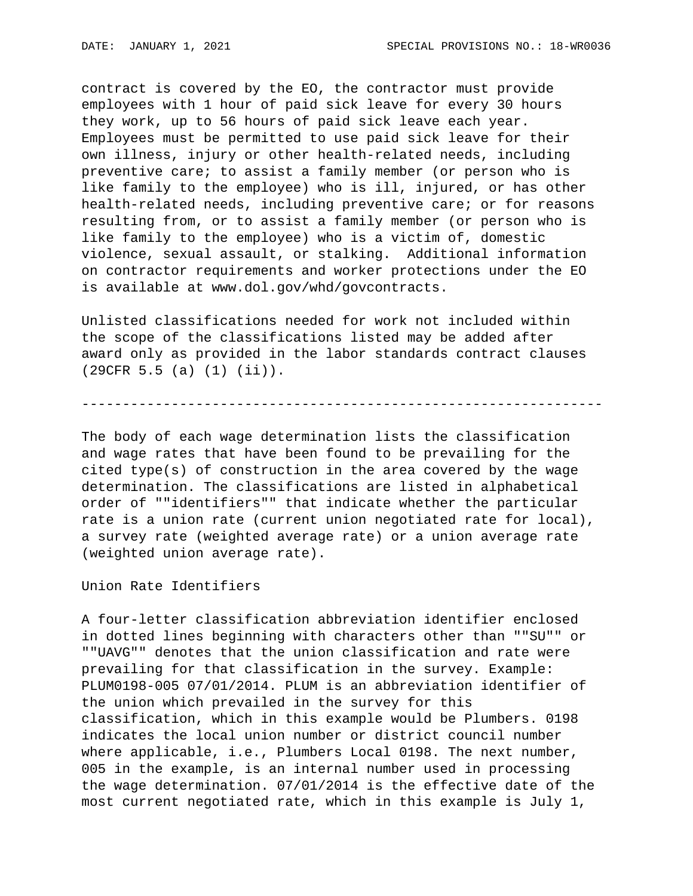contract is covered by the EO, the contractor must provide employees with 1 hour of paid sick leave for every 30 hours they work, up to 56 hours of paid sick leave each year. Employees must be permitted to use paid sick leave for their own illness, injury or other health-related needs, including preventive care; to assist a family member (or person who is like family to the employee) who is ill, injured, or has other health-related needs, including preventive care; or for reasons resulting from, or to assist a family member (or person who is like family to the employee) who is a victim of, domestic violence, sexual assault, or stalking. Additional information on contractor requirements and worker protections under the EO is available at www.dol.gov/whd/govcontracts.

Unlisted classifications needed for work not included within the scope of the classifications listed may be added after award only as provided in the labor standards contract clauses (29CFR 5.5 (a) (1) (ii)).

----------------------------------------------------------------

The body of each wage determination lists the classification and wage rates that have been found to be prevailing for the cited type(s) of construction in the area covered by the wage determination. The classifications are listed in alphabetical order of ""identifiers"" that indicate whether the particular rate is a union rate (current union negotiated rate for local), a survey rate (weighted average rate) or a union average rate (weighted union average rate).

Union Rate Identifiers

A four-letter classification abbreviation identifier enclosed in dotted lines beginning with characters other than ""SU"" or ""UAVG"" denotes that the union classification and rate were prevailing for that classification in the survey. Example: PLUM0198-005 07/01/2014. PLUM is an abbreviation identifier of the union which prevailed in the survey for this classification, which in this example would be Plumbers. 0198 indicates the local union number or district council number where applicable, i.e., Plumbers Local 0198. The next number, 005 in the example, is an internal number used in processing the wage determination. 07/01/2014 is the effective date of the most current negotiated rate, which in this example is July 1,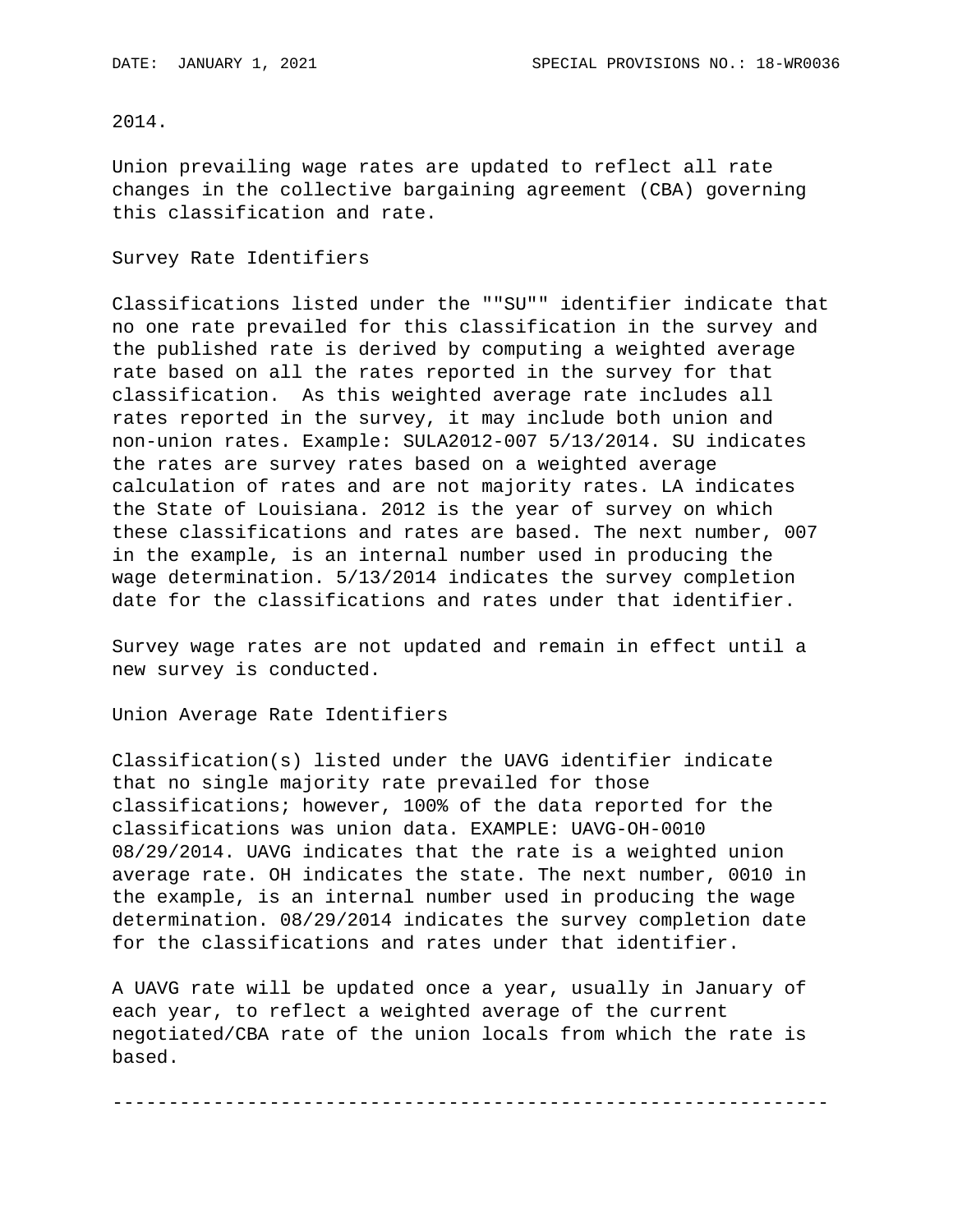2014.

Union prevailing wage rates are updated to reflect all rate changes in the collective bargaining agreement (CBA) governing this classification and rate.

Survey Rate Identifiers

Classifications listed under the ""SU"" identifier indicate that no one rate prevailed for this classification in the survey and the published rate is derived by computing a weighted average rate based on all the rates reported in the survey for that classification. As this weighted average rate includes all rates reported in the survey, it may include both union and non-union rates. Example: SULA2012-007 5/13/2014. SU indicates the rates are survey rates based on a weighted average calculation of rates and are not majority rates. LA indicates the State of Louisiana. 2012 is the year of survey on which these classifications and rates are based. The next number, 007 in the example, is an internal number used in producing the wage determination. 5/13/2014 indicates the survey completion date for the classifications and rates under that identifier.

Survey wage rates are not updated and remain in effect until a new survey is conducted.

Union Average Rate Identifiers

Classification(s) listed under the UAVG identifier indicate that no single majority rate prevailed for those classifications; however, 100% of the data reported for the classifications was union data. EXAMPLE: UAVG-OH-0010 08/29/2014. UAVG indicates that the rate is a weighted union average rate. OH indicates the state. The next number, 0010 in the example, is an internal number used in producing the wage determination. 08/29/2014 indicates the survey completion date for the classifications and rates under that identifier.

A UAVG rate will be updated once a year, usually in January of each year, to reflect a weighted average of the current negotiated/CBA rate of the union locals from which the rate is based.

----------------------------------------------------------------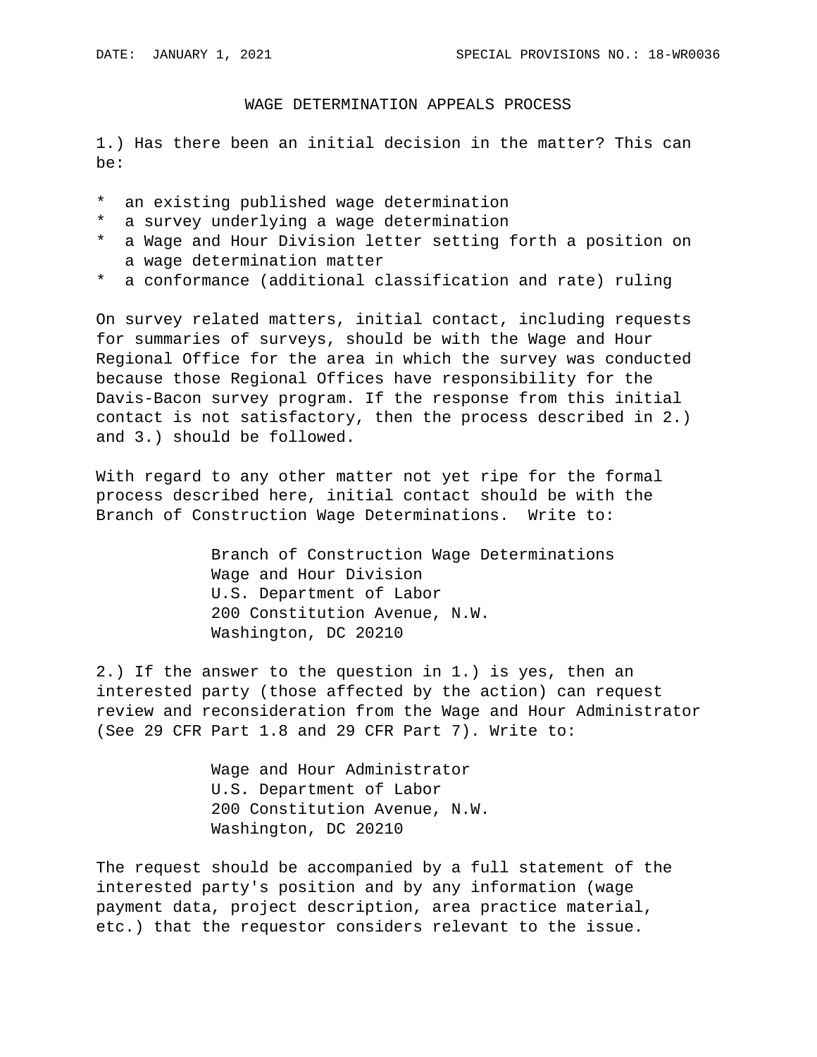# WAGE DETERMINATION APPEALS PROCESS

1.) Has there been an initial decision in the matter? This can be:

* an existing published wage determination
* a survey underlying a wage determination
* a Wage and Hour Division letter setting forth a position on a wage determination matter
* a conformance (additional classification and rate) ruling

On survey related matters, initial contact, including requests for summaries of surveys, should be with the Wage and Hour Regional Office for the area in which the survey was conducted because those Regional Offices have responsibility for the Davis-Bacon survey program. If the response from this initial contact is not satisfactory, then the process described in 2.) and 3.) should be followed.

With regard to any other matter not yet ripe for the formal process described here, initial contact should be with the Branch of Construction Wage Determinations. Write to:

Branch of Construction Wage Determinations
Wage and Hour Division
U.S. Department of Labor
200 Constitution Avenue, N.W.
Washington, DC 20210

2.) If the answer to the question in 1.) is yes, then an interested party (those affected by the action) can request review and reconsideration from the Wage and Hour Administrator (See 29 CFR Part 1.8 and 29 CFR Part 7). Write to:

Wage and Hour Administrator
U.S. Department of Labor
200 Constitution Avenue, N.W.
Washington, DC 20210

The request should be accompanied by a full statement of the interested party's position and by any information (wage payment data, project description, area practice material, etc.) that the requestor considers relevant to the issue.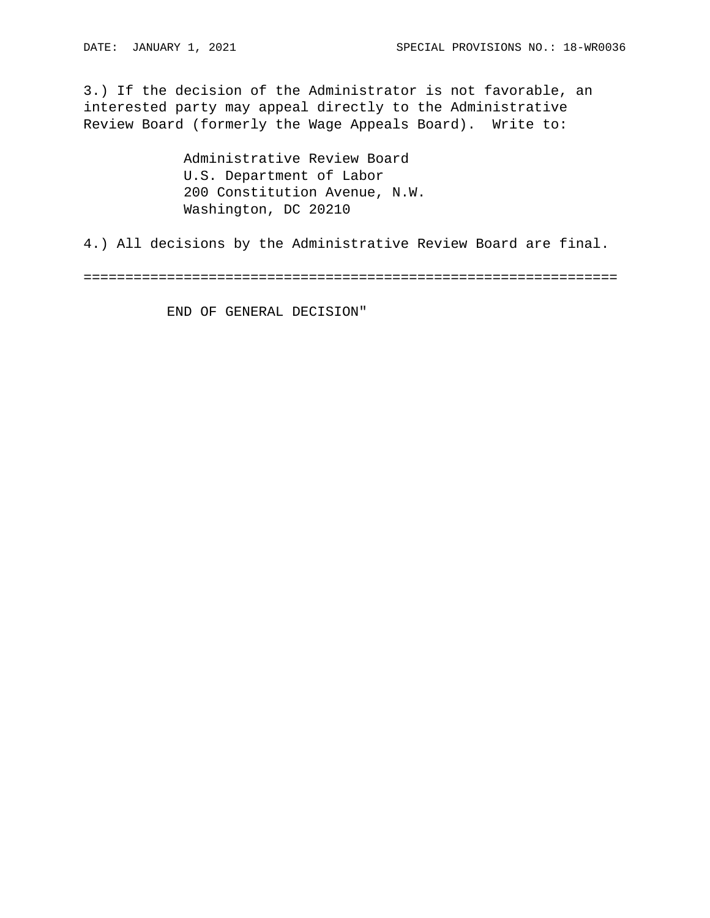3.) If the decision of the Administrator is not favorable, an interested party may appeal directly to the Administrative Review Board (formerly the Wage Appeals Board). Write to:

Administrative Review Board
U.S. Department of Labor
200 Constitution Avenue, N.W.
Washington, DC 20210

4.) All decisions by the Administrative Review Board are final.

================================================================

END OF GENERAL DECISION"